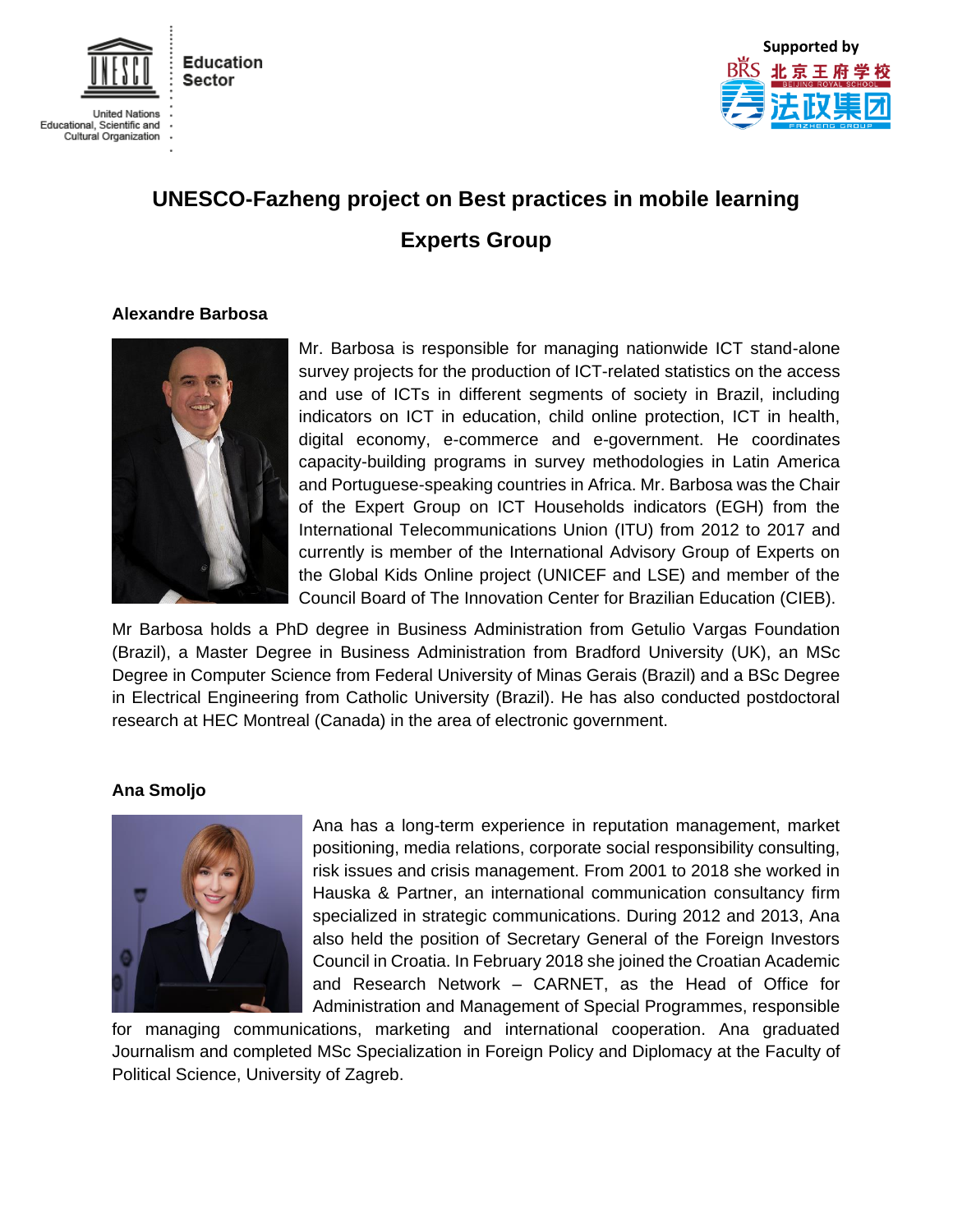Education Sector

United Nations Educational, Scientific and Cultural Organization

Supported by

北京王府学校 BEIJING ROYAL SCHOOL

法政集团 FAZHENG GROUP

# UNESCO-Fazheng project on Best practices in mobile learning

## Experts Group

### Alexandre Barbosa

Mr. Barbosa is responsible for managing nationwide ICT stand-alone survey projects for the production of ICT-related statistics on the access and use of ICTs in different segments of society in Brazil, including indicators on ICT in education, child online protection, ICT in health, digital economy, e-commerce and e-government. He coordinates capacity-building programs in survey methodologies in Latin America and Portuguese-speaking countries in Africa. Mr. Barbosa was the Chair of the Expert Group on ICT Households indicators (EGH) from the International Telecommunications Union (ITU) from 2012 to 2017 and currently is member of the International Advisory Group of Experts on the Global Kids Online project (UNICEF and LSE) and member of the Council Board of The Innovation Center for Brazilian Education (CIEB).

Mr Barbosa holds a PhD degree in Business Administration from Getulio Vargas Foundation (Brazil), a Master Degree in Business Administration from Bradford University (UK), an MSc Degree in Computer Science from Federal University of Minas Gerais (Brazil) and a BSc Degree in Electrical Engineering from Catholic University (Brazil). He has also conducted postdoctoral research at HEC Montreal (Canada) in the area of electronic government.

### Ana Smoljo

Ana has a long-term experience in reputation management, market positioning, media relations, corporate social responsibility consulting, risk issues and crisis management. From 2001 to 2018 she worked in Hauska & Partner, an international communication consultancy firm specialized in strategic communications. During 2012 and 2013, Ana also held the position of Secretary General of the Foreign Investors Council in Croatia. In February 2018 she joined the Croatian Academic and Research Network – CARNET, as the Head of Office for Administration and Management of Special Programmes, responsible for managing communications, marketing and international cooperation. Ana graduated Journalism and completed MSc Specialization in Foreign Policy and Diplomacy at the Faculty of Political Science, University of Zagreb.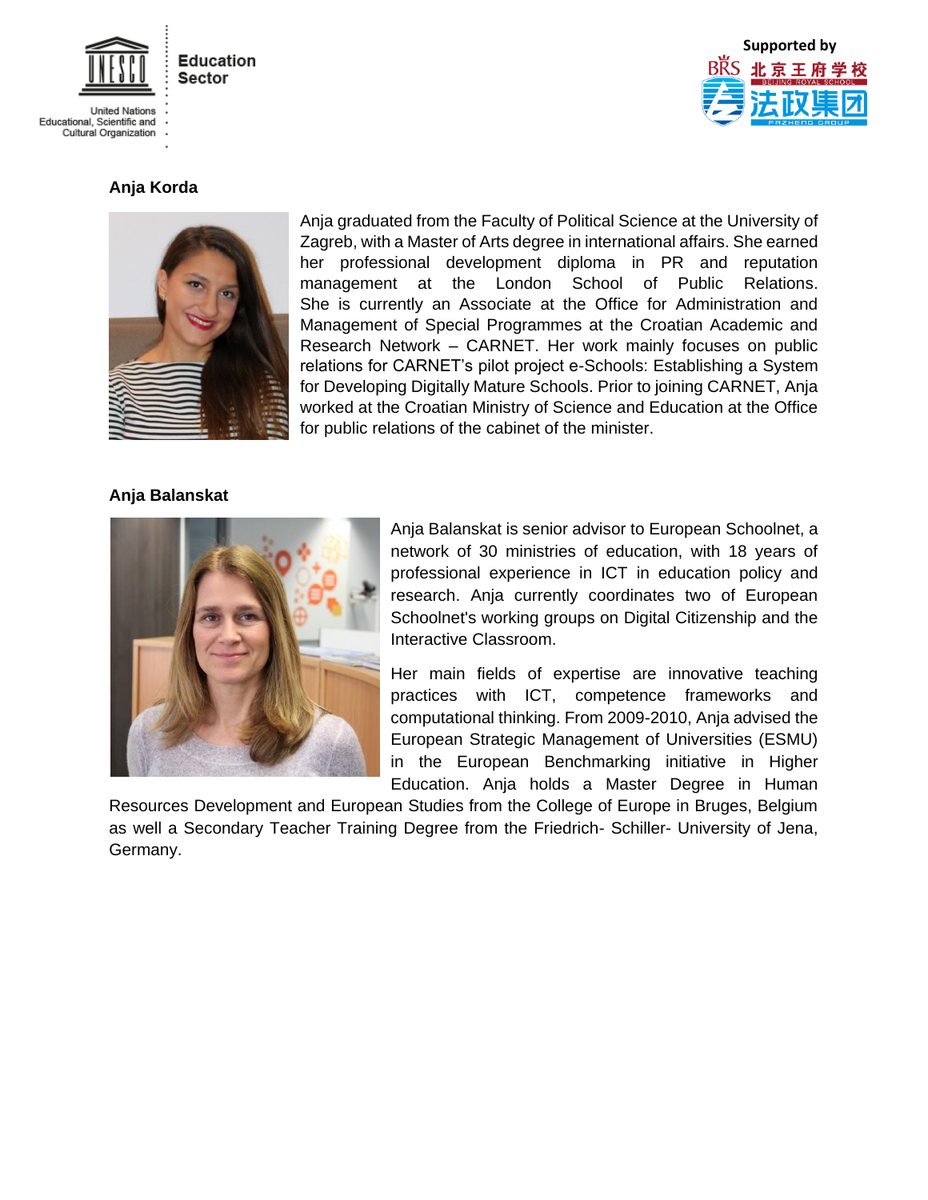**Anja Korda**

Anja graduated from the Faculty of Political Science at the University of Zagreb, with a Master of Arts degree in international affairs. She earned her professional development diploma in PR and reputation management at the London School of Public Relations. She is currently an Associate at the Office for Administration and Management of Special Programmes at the Croatian Academic and Research Network – CARNET. Her work mainly focuses on public relations for CARNET's pilot project e-Schools: Establishing a System for Developing Digitally Mature Schools. Prior to joining CARNET, Anja worked at the Croatian Ministry of Science and Education at the Office for public relations of the cabinet of the minister.

**Anja Balanskat**

Anja Balanskat is senior advisor to European Schoolnet, a network of 30 ministries of education, with 18 years of professional experience in ICT in education policy and research. Anja currently coordinates two of European Schoolnet's working groups on Digital Citizenship and the Interactive Classroom.

Her main fields of expertise are innovative teaching practices with ICT, competence frameworks and computational thinking. From 2009-2010, Anja advised the European Strategic Management of Universities (ESMU) in the European Benchmarking initiative in Higher Education. Anja holds a Master Degree in Human Resources Development and European Studies from the College of Europe in Bruges, Belgium as well a Secondary Teacher Training Degree from the Friedrich- Schiller- University of Jena, Germany.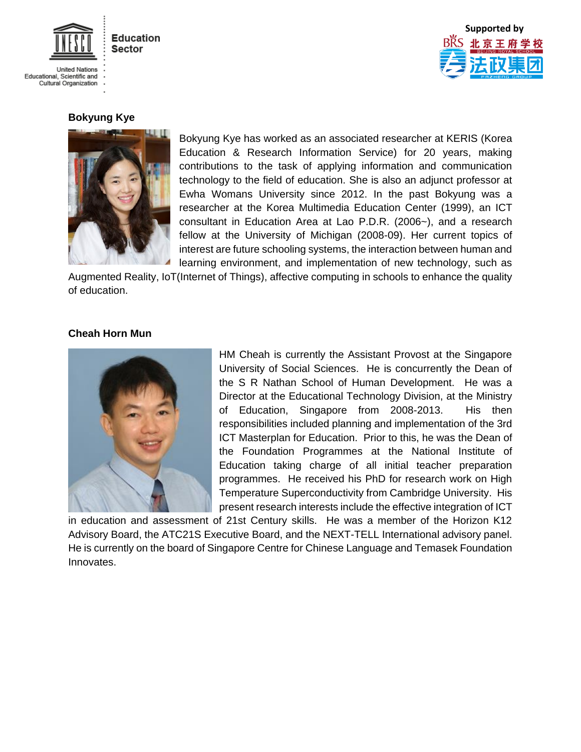## Bokyung Kye

Bokyung Kye has worked as an associated researcher at KERIS (Korea Education & Research Information Service) for 20 years, making contributions to the task of applying information and communication technology to the field of education. She is also an adjunct professor at Ewha Womans University since 2012. In the past Bokyung was a researcher at the Korea Multimedia Education Center (1999), an ICT consultant in Education Area at Lao P.D.R. (2006~), and a research fellow at the University of Michigan (2008-09). Her current topics of interest are future schooling systems, the interaction between human and learning environment, and implementation of new technology, such as Augmented Reality, IoT(Internet of Things), affective computing in schools to enhance the quality of education.

## Cheah Horn Mun

HM Cheah is currently the Assistant Provost at the Singapore University of Social Sciences. He is concurrently the Dean of the S R Nathan School of Human Development. He was a Director at the Educational Technology Division, at the Ministry of Education, Singapore from 2008-2013. His then responsibilities included planning and implementation of the 3rd ICT Masterplan for Education. Prior to this, he was the Dean of the Foundation Programmes at the National Institute of Education taking charge of all initial teacher preparation programmes. He received his PhD for research work on High Temperature Superconductivity from Cambridge University. His present research interests include the effective integration of ICT in education and assessment of 21st Century skills. He was a member of the Horizon K12 Advisory Board, the ATC21S Executive Board, and the NEXT-TELL International advisory panel. He is currently on the board of Singapore Centre for Chinese Language and Temasek Foundation Innovates.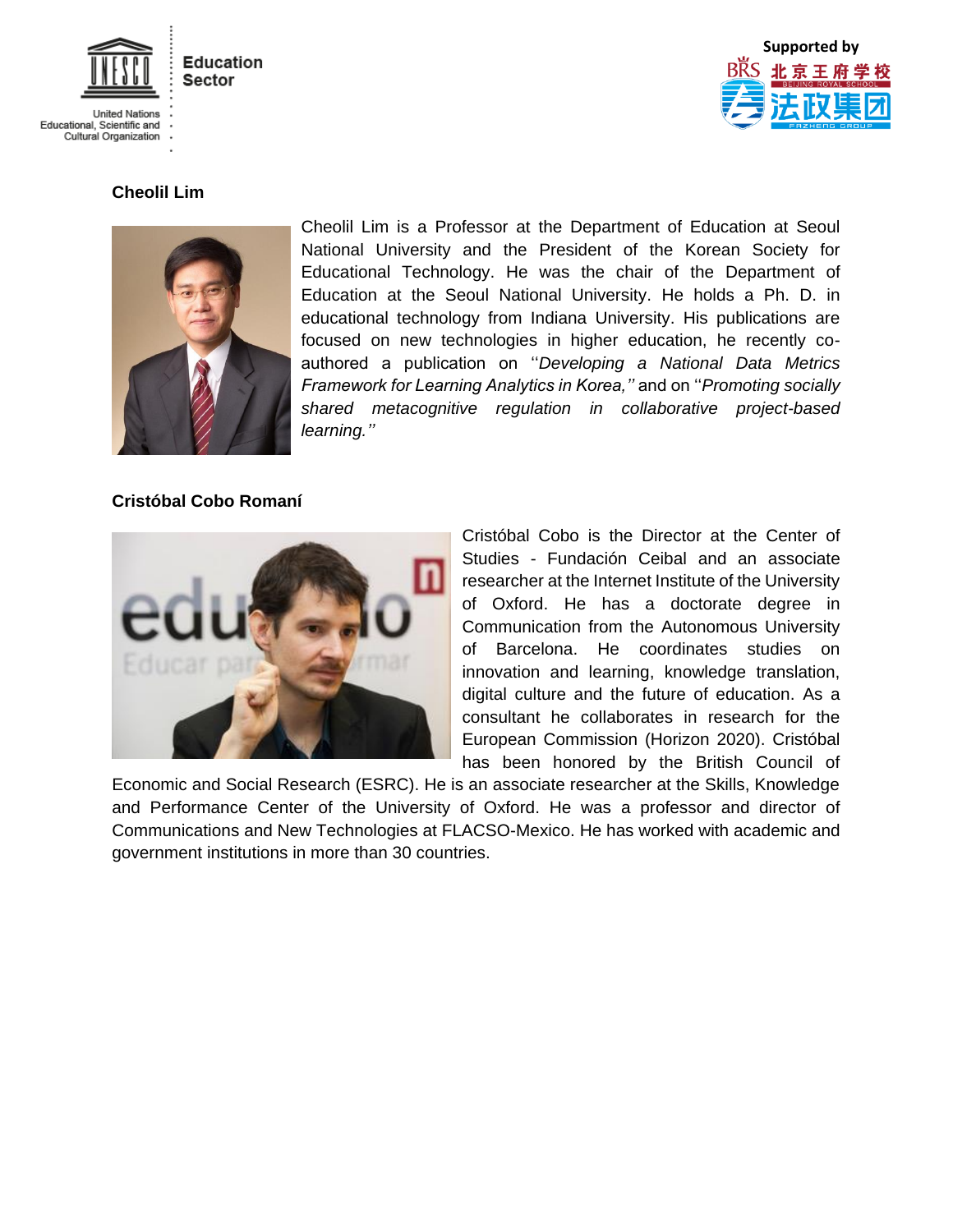**Cheolil Lim**

Cheolil Lim is a Professor at the Department of Education at Seoul National University and the President of the Korean Society for Educational Technology. He was the chair of the Department of Education at the Seoul National University. He holds a Ph. D. in educational technology from Indiana University. His publications are focused on new technologies in higher education, he recently co-authored a publication on ''*Developing a National Data Metrics Framework for Learning Analytics in Korea,''* and on ''*Promoting socially shared metacognitive regulation in collaborative project-based learning.''*

**Cristóbal Cobo Romaní**

Cristóbal Cobo is the Director at the Center of Studies - Fundación Ceibal and an associate researcher at the Internet Institute of the University of Oxford. He has a doctorate degree in Communication from the Autonomous University of Barcelona. He coordinates studies on innovation and learning, knowledge translation, digital culture and the future of education. As a consultant he collaborates in research for the European Commission (Horizon 2020). Cristóbal has been honored by the British Council of Economic and Social Research (ESRC). He is an associate researcher at the Skills, Knowledge and Performance Center of the University of Oxford. He was a professor and director of Communications and New Technologies at FLACSO-Mexico. He has worked with academic and government institutions in more than 30 countries.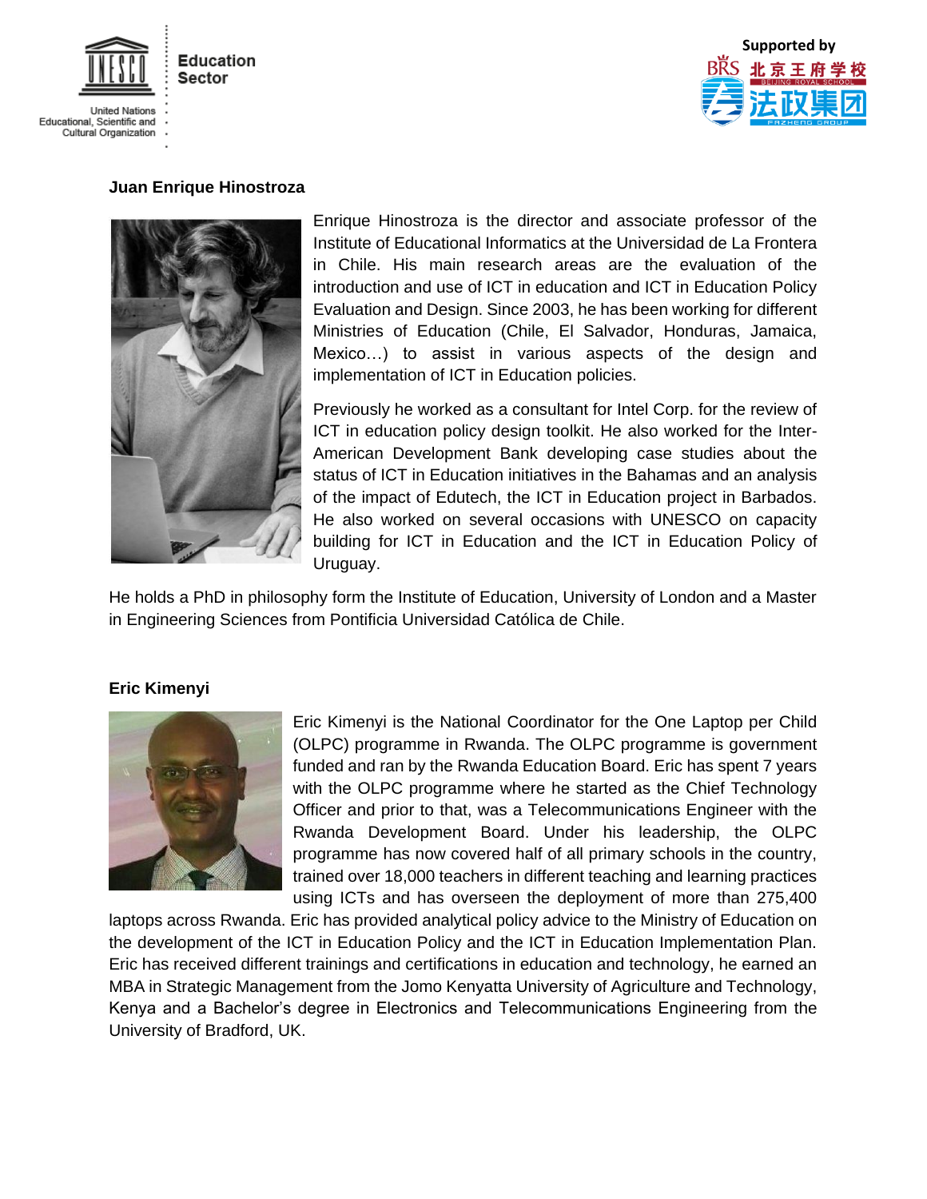**Juan Enrique Hinostroza**

Enrique Hinostroza is the director and associate professor of the Institute of Educational Informatics at the Universidad de La Frontera in Chile. His main research areas are the evaluation of the introduction and use of ICT in education and ICT in Education Policy Evaluation and Design. Since 2003, he has been working for different Ministries of Education (Chile, El Salvador, Honduras, Jamaica, Mexico…) to assist in various aspects of the design and implementation of ICT in Education policies.

Previously he worked as a consultant for Intel Corp. for the review of ICT in education policy design toolkit. He also worked for the Inter-American Development Bank developing case studies about the status of ICT in Education initiatives in the Bahamas and an analysis of the impact of Edutech, the ICT in Education project in Barbados. He also worked on several occasions with UNESCO on capacity building for ICT in Education and the ICT in Education Policy of Uruguay.

He holds a PhD in philosophy form the Institute of Education, University of London and a Master in Engineering Sciences from Pontificia Universidad Católica de Chile.

**Eric Kimenyi**

Eric Kimenyi is the National Coordinator for the One Laptop per Child (OLPC) programme in Rwanda. The OLPC programme is government funded and ran by the Rwanda Education Board. Eric has spent 7 years with the OLPC programme where he started as the Chief Technology Officer and prior to that, was a Telecommunications Engineer with the Rwanda Development Board. Under his leadership, the OLPC programme has now covered half of all primary schools in the country, trained over 18,000 teachers in different teaching and learning practices using ICTs and has overseen the deployment of more than 275,400 laptops across Rwanda. Eric has provided analytical policy advice to the Ministry of Education on the development of the ICT in Education Policy and the ICT in Education Implementation Plan. Eric has received different trainings and certifications in education and technology, he earned an MBA in Strategic Management from the Jomo Kenyatta University of Agriculture and Technology, Kenya and a Bachelor's degree in Electronics and Telecommunications Engineering from the University of Bradford, UK.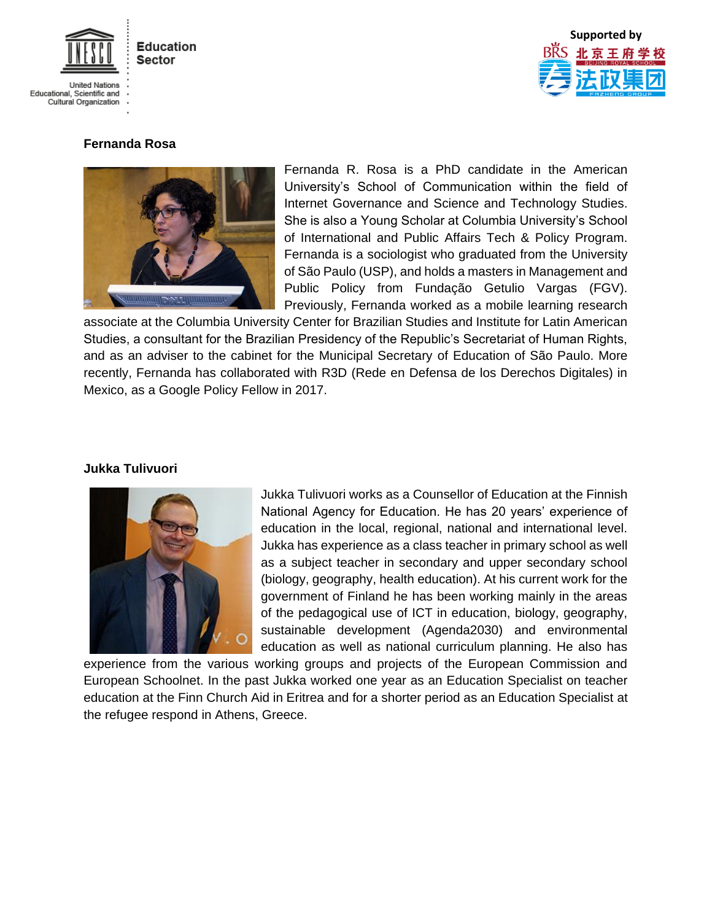### Fernanda Rosa

Fernanda R. Rosa is a PhD candidate in the American University's School of Communication within the field of Internet Governance and Science and Technology Studies. She is also a Young Scholar at Columbia University's School of International and Public Affairs Tech & Policy Program. Fernanda is a sociologist who graduated from the University of São Paulo (USP), and holds a masters in Management and Public Policy from Fundação Getulio Vargas (FGV). Previously, Fernanda worked as a mobile learning research associate at the Columbia University Center for Brazilian Studies and Institute for Latin American Studies, a consultant for the Brazilian Presidency of the Republic's Secretariat of Human Rights, and as an adviser to the cabinet for the Municipal Secretary of Education of São Paulo. More recently, Fernanda has collaborated with R3D (Rede en Defensa de los Derechos Digitales) in Mexico, as a Google Policy Fellow in 2017.

### Jukka Tulivuori

Jukka Tulivuori works as a Counsellor of Education at the Finnish National Agency for Education. He has 20 years' experience of education in the local, regional, national and international level. Jukka has experience as a class teacher in primary school as well as a subject teacher in secondary and upper secondary school (biology, geography, health education). At his current work for the government of Finland he has been working mainly in the areas of the pedagogical use of ICT in education, biology, geography, sustainable development (Agenda2030) and environmental education as well as national curriculum planning. He also has experience from the various working groups and projects of the European Commission and European Schoolnet. In the past Jukka worked one year as an Education Specialist on teacher education at the Finn Church Aid in Eritrea and for a shorter period as an Education Specialist at the refugee respond in Athens, Greece.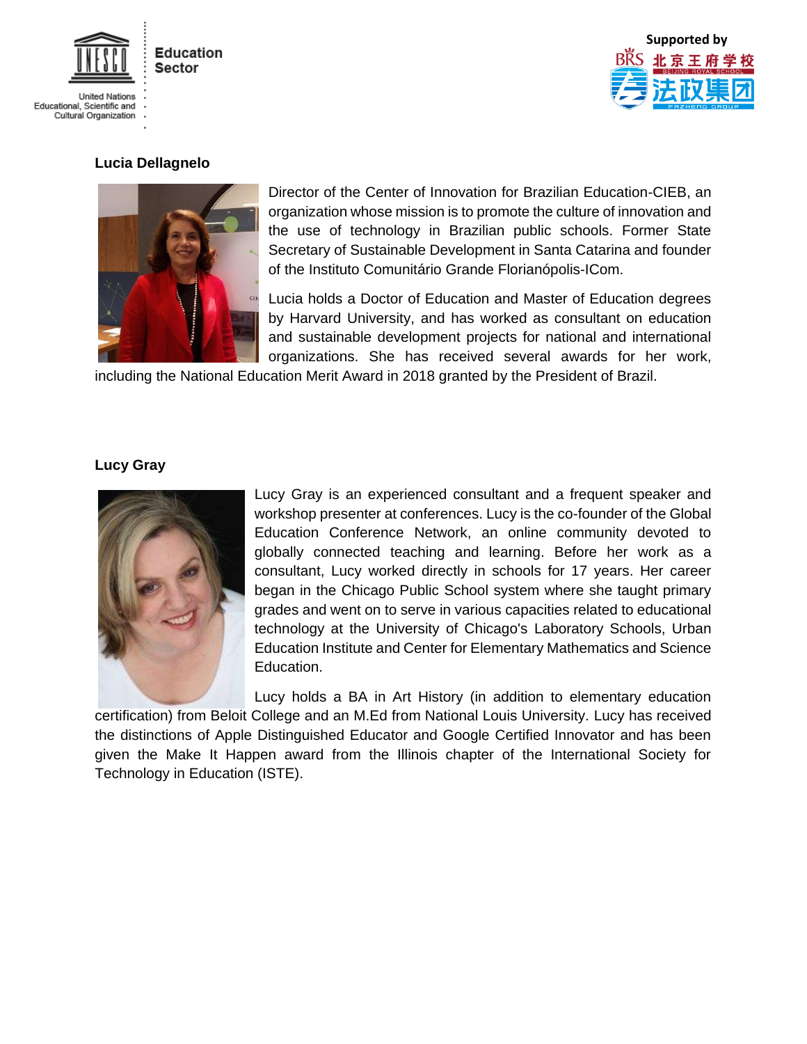**Lucia Dellagnelo**

Director of the Center of Innovation for Brazilian Education-CIEB, an organization whose mission is to promote the culture of innovation and the use of technology in Brazilian public schools. Former State Secretary of Sustainable Development in Santa Catarina and founder of the Instituto Comunitário Grande Florianópolis-ICom.

Lucia holds a Doctor of Education and Master of Education degrees by Harvard University, and has worked as consultant on education and sustainable development projects for national and international organizations. She has received several awards for her work, including the National Education Merit Award in 2018 granted by the President of Brazil.

**Lucy Gray**

Lucy Gray is an experienced consultant and a frequent speaker and workshop presenter at conferences. Lucy is the co-founder of the Global Education Conference Network, an online community devoted to globally connected teaching and learning. Before her work as a consultant, Lucy worked directly in schools for 17 years. Her career began in the Chicago Public School system where she taught primary grades and went on to serve in various capacities related to educational technology at the University of Chicago's Laboratory Schools, Urban Education Institute and Center for Elementary Mathematics and Science Education.

Lucy holds a BA in Art History (in addition to elementary education certification) from Beloit College and an M.Ed from National Louis University. Lucy has received the distinctions of Apple Distinguished Educator and Google Certified Innovator and has been given the Make It Happen award from the Illinois chapter of the International Society for Technology in Education (ISTE).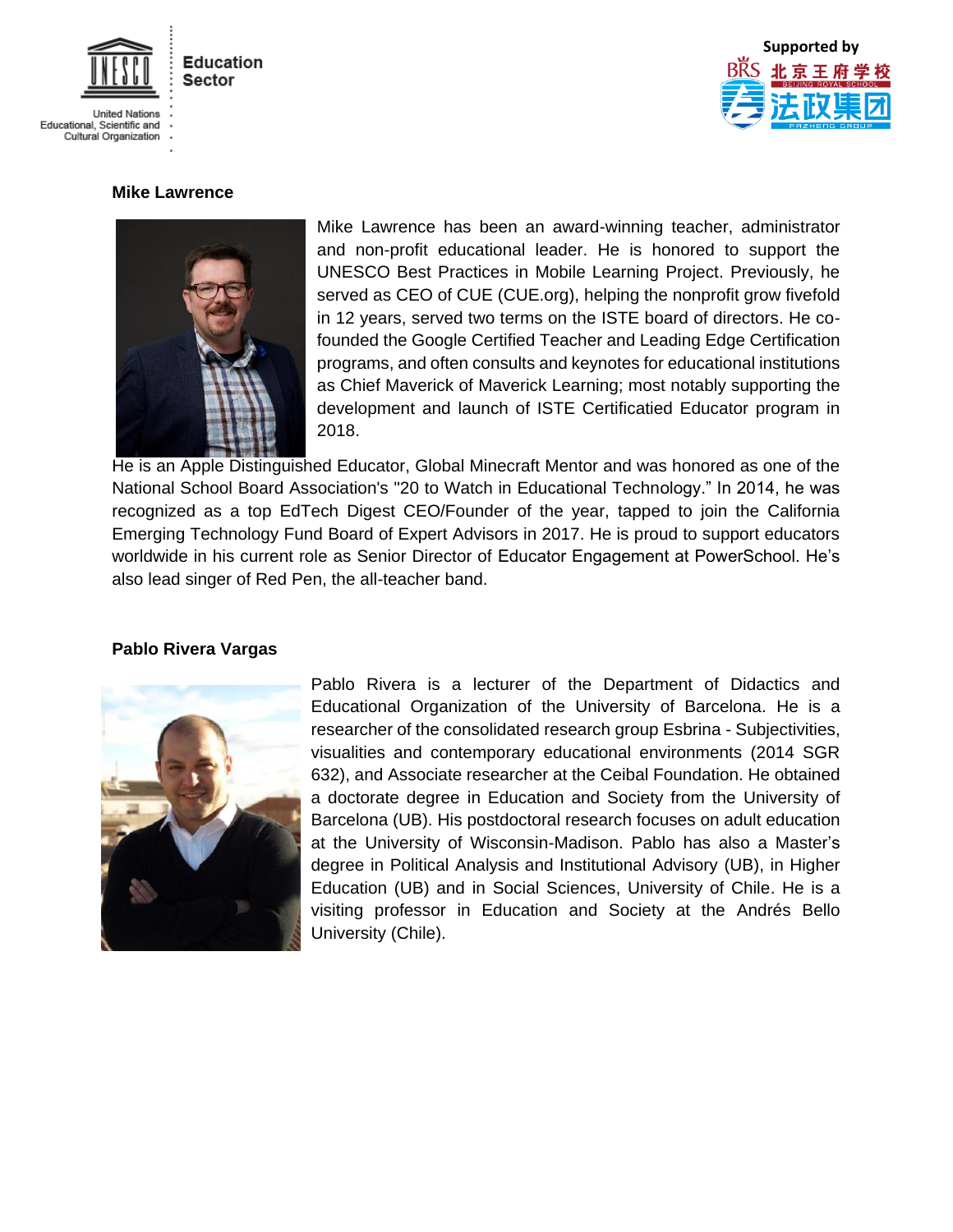**Mike Lawrence**

Mike Lawrence has been an award-winning teacher, administrator and non-profit educational leader. He is honored to support the UNESCO Best Practices in Mobile Learning Project. Previously, he served as CEO of CUE (CUE.org), helping the nonprofit grow fivefold in 12 years, served two terms on the ISTE board of directors. He co-founded the Google Certified Teacher and Leading Edge Certification programs, and often consults and keynotes for educational institutions as Chief Maverick of Maverick Learning; most notably supporting the development and launch of ISTE Certificatied Educator program in 2018.

He is an Apple Distinguished Educator, Global Minecraft Mentor and was honored as one of the National School Board Association's "20 to Watch in Educational Technology." In 2014, he was recognized as a top EdTech Digest CEO/Founder of the year, tapped to join the California Emerging Technology Fund Board of Expert Advisors in 2017. He is proud to support educators worldwide in his current role as Senior Director of Educator Engagement at PowerSchool. He's also lead singer of Red Pen, the all-teacher band.

**Pablo Rivera Vargas**

Pablo Rivera is a lecturer of the Department of Didactics and Educational Organization of the University of Barcelona. He is a researcher of the consolidated research group Esbrina - Subjectivities, visualities and contemporary educational environments (2014 SGR 632), and Associate researcher at the Ceibal Foundation. He obtained a doctorate degree in Education and Society from the University of Barcelona (UB). His postdoctoral research focuses on adult education at the University of Wisconsin-Madison. Pablo has also a Master's degree in Political Analysis and Institutional Advisory (UB), in Higher Education (UB) and in Social Sciences, University of Chile. He is a visiting professor in Education and Society at the Andrés Bello University (Chile).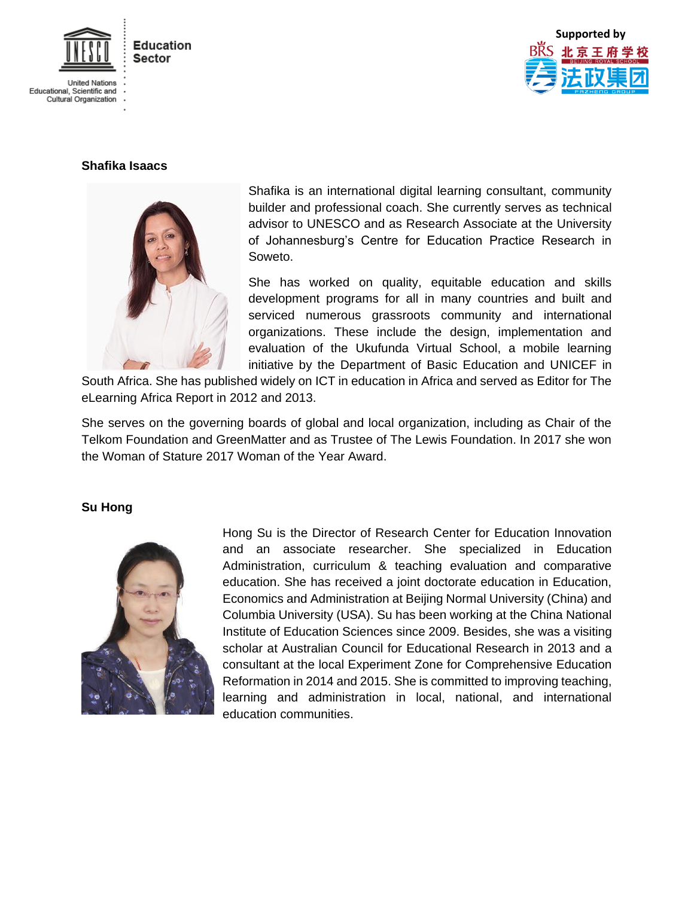**Shafika Isaacs**

Shafika is an international digital learning consultant, community builder and professional coach. She currently serves as technical advisor to UNESCO and as Research Associate at the University of Johannesburg's Centre for Education Practice Research in Soweto.

She has worked on quality, equitable education and skills development programs for all in many countries and built and serviced numerous grassroots community and international organizations. These include the design, implementation and evaluation of the Ukufunda Virtual School, a mobile learning initiative by the Department of Basic Education and UNICEF in South Africa. She has published widely on ICT in education in Africa and served as Editor for The eLearning Africa Report in 2012 and 2013.

She serves on the governing boards of global and local organization, including as Chair of the Telkom Foundation and GreenMatter and as Trustee of The Lewis Foundation. In 2017 she won the Woman of Stature 2017 Woman of the Year Award.

**Su Hong**

Hong Su is the Director of Research Center for Education Innovation and an associate researcher. She specialized in Education Administration, curriculum & teaching evaluation and comparative education. She has received a joint doctorate education in Education, Economics and Administration at Beijing Normal University (China) and Columbia University (USA). Su has been working at the China National Institute of Education Sciences since 2009. Besides, she was a visiting scholar at Australian Council for Educational Research in 2013 and a consultant at the local Experiment Zone for Comprehensive Education Reformation in 2014 and 2015. She is committed to improving teaching, learning and administration in local, national, and international education communities.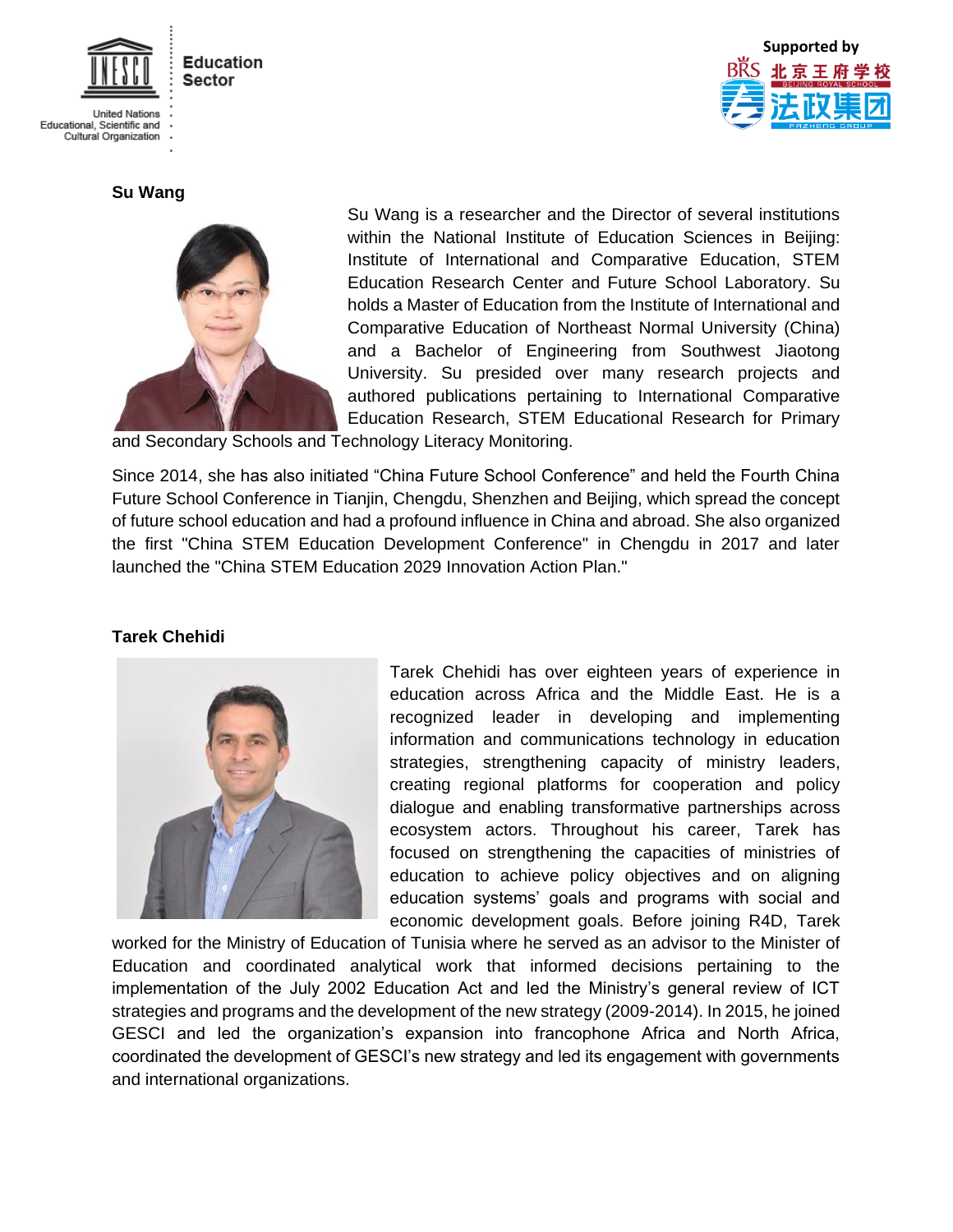### Su Wang

Su Wang is a researcher and the Director of several institutions within the National Institute of Education Sciences in Beijing: Institute of International and Comparative Education, STEM Education Research Center and Future School Laboratory. Su holds a Master of Education from the Institute of International and Comparative Education of Northeast Normal University (China) and a Bachelor of Engineering from Southwest Jiaotong University. Su presided over many research projects and authored publications pertaining to International Comparative Education Research, STEM Educational Research for Primary and Secondary Schools and Technology Literacy Monitoring.

Since 2014, she has also initiated “China Future School Conference” and held the Fourth China Future School Conference in Tianjin, Chengdu, Shenzhen and Beijing, which spread the concept of future school education and had a profound influence in China and abroad. She also organized the first "China STEM Education Development Conference" in Chengdu in 2017 and later launched the "China STEM Education 2029 Innovation Action Plan."

### Tarek Chehidi

Tarek Chehidi has over eighteen years of experience in education across Africa and the Middle East. He is a recognized leader in developing and implementing information and communications technology in education strategies, strengthening capacity of ministry leaders, creating regional platforms for cooperation and policy dialogue and enabling transformative partnerships across ecosystem actors. Throughout his career, Tarek has focused on strengthening the capacities of ministries of education to achieve policy objectives and on aligning education systems' goals and programs with social and economic development goals. Before joining R4D, Tarek worked for the Ministry of Education of Tunisia where he served as an advisor to the Minister of Education and coordinated analytical work that informed decisions pertaining to the implementation of the July 2002 Education Act and led the Ministry's general review of ICT strategies and programs and the development of the new strategy (2009-2014). In 2015, he joined GESCI and led the organization's expansion into francophone Africa and North Africa, coordinated the development of GESCI's new strategy and led its engagement with governments and international organizations.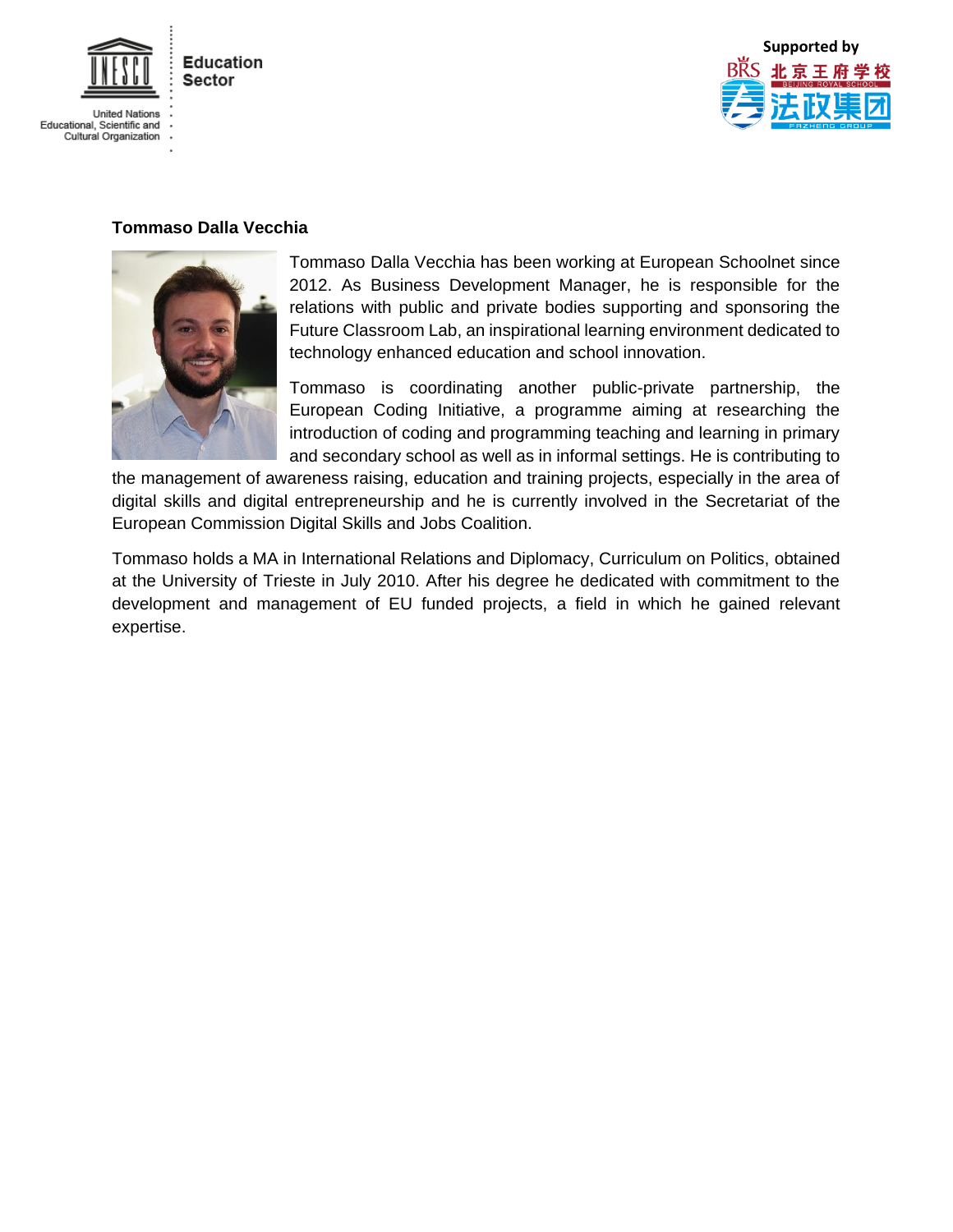**Tommaso Dalla Vecchia**

Tommaso Dalla Vecchia has been working at European Schoolnet since 2012. As Business Development Manager, he is responsible for the relations with public and private bodies supporting and sponsoring the Future Classroom Lab, an inspirational learning environment dedicated to technology enhanced education and school innovation.

Tommaso is coordinating another public-private partnership, the European Coding Initiative, a programme aiming at researching the introduction of coding and programming teaching and learning in primary and secondary school as well as in informal settings. He is contributing to the management of awareness raising, education and training projects, especially in the area of digital skills and digital entrepreneurship and he is currently involved in the Secretariat of the European Commission Digital Skills and Jobs Coalition.

Tommaso holds a MA in International Relations and Diplomacy, Curriculum on Politics, obtained at the University of Trieste in July 2010. After his degree he dedicated with commitment to the development and management of EU funded projects, a field in which he gained relevant expertise.